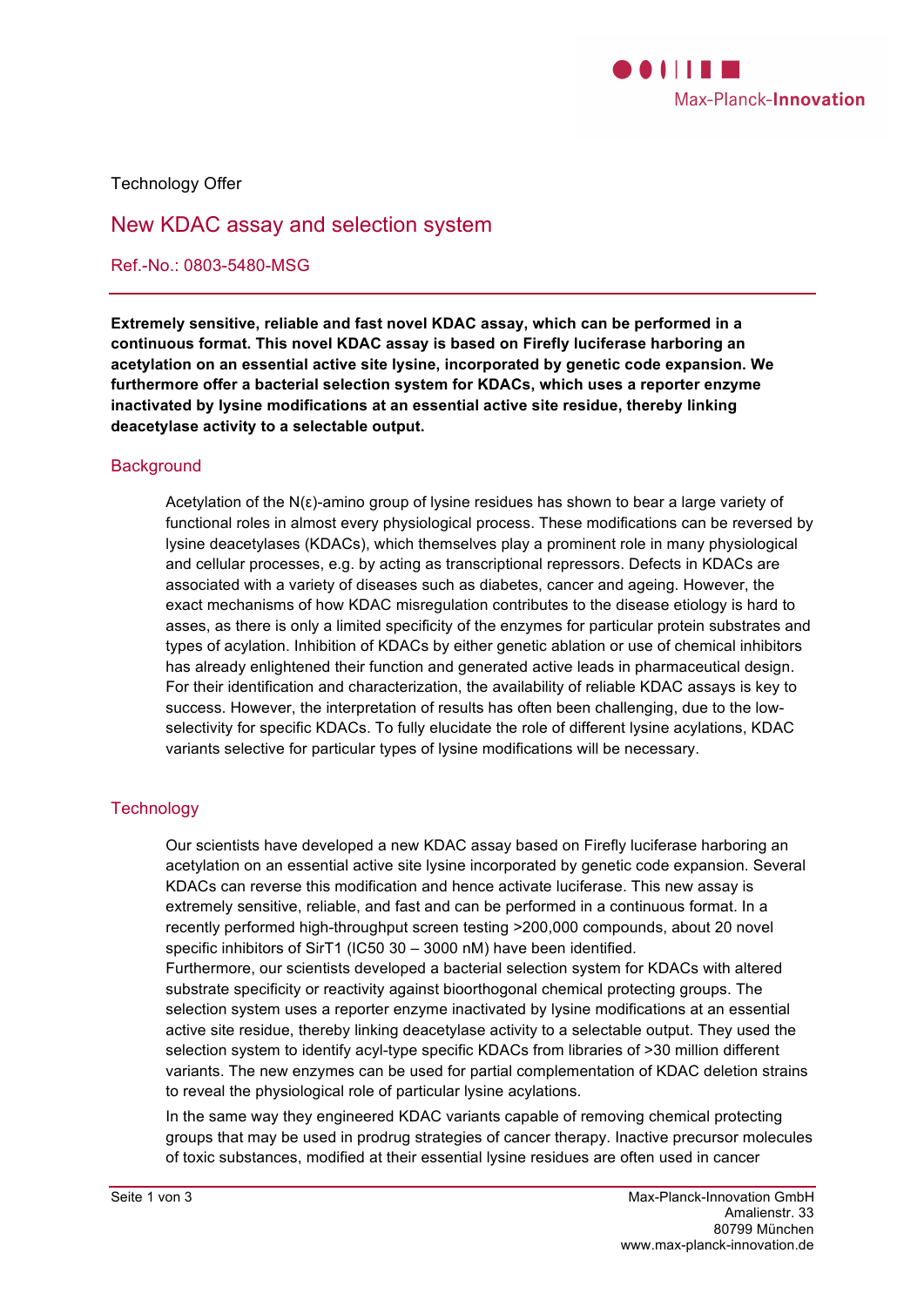Technology Offer

# New KDAC assay and selection system

## Ref.-No.: 0803-5480-MSG

**Extremely sensitive, reliable and fast novel KDAC assay, which can be performed in a continuous format. This novel KDAC assay is based on Firefly luciferase harboring an acetylation on an essential active site lysine, incorporated by genetic code expansion. We furthermore offer a bacterial selection system for KDACs, which uses a reporter enzyme inactivated by lysine modifications at an essential active site residue, thereby linking deacetylase activity to a selectable output.**

## Background

Acetylation of the N(ε)-amino group of lysine residues has shown to bear a large variety of functional roles in almost every physiological process. These modifications can be reversed by lysine deacetylases (KDACs), which themselves play a prominent role in many physiological and cellular processes, e.g. by acting as transcriptional repressors. Defects in KDACs are associated with a variety of diseases such as diabetes, cancer and ageing. However, the exact mechanisms of how KDAC misregulation contributes to the disease etiology is hard to asses, as there is only a limited specificity of the enzymes for particular protein substrates and types of acylation. Inhibition of KDACs by either genetic ablation or use of chemical inhibitors has already enlightened their function and generated active leads in pharmaceutical design. For their identification and characterization, the availability of reliable KDAC assays is key to success. However, the interpretation of results has often been challenging, due to the low-selectivity for specific KDACs. To fully elucidate the role of different lysine acylations, KDAC variants selective for particular types of lysine modifications will be necessary.

## Technology

Our scientists have developed a new KDAC assay based on Firefly luciferase harboring an acetylation on an essential active site lysine incorporated by genetic code expansion. Several KDACs can reverse this modification and hence activate luciferase. This new assay is extremely sensitive, reliable, and fast and can be performed in a continuous format. In a recently performed high-throughput screen testing >200,000 compounds, about 20 novel specific inhibitors of SirT1 (IC50 30 – 3000 nM) have been identified.
Furthermore, our scientists developed a bacterial selection system for KDACs with altered substrate specificity or reactivity against bioorthogonal chemical protecting groups. The selection system uses a reporter enzyme inactivated by lysine modifications at an essential active site residue, thereby linking deacetylase activity to a selectable output. They used the selection system to identify acyl-type specific KDACs from libraries of >30 million different variants. The new enzymes can be used for partial complementation of KDAC deletion strains to reveal the physiological role of particular lysine acylations.

In the same way they engineered KDAC variants capable of removing chemical protecting groups that may be used in prodrug strategies of cancer therapy. Inactive precursor molecules of toxic substances, modified at their essential lysine residues are often used in cancer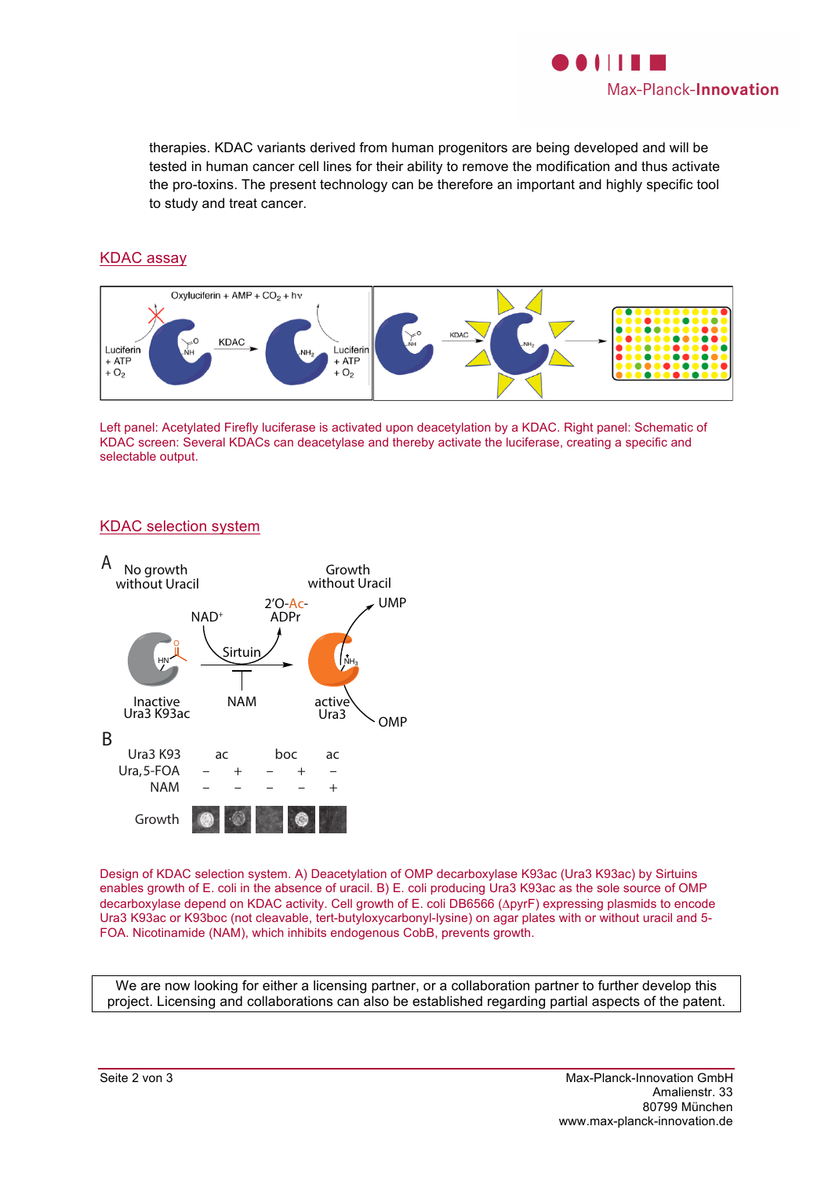therapies. KDAC variants derived from human progenitors are being developed and will be tested in human cancer cell lines for their ability to remove the modification and thus activate the pro-toxins. The present technology can be therefore an important and highly specific tool to study and treat cancer.

## KDAC assay

Left panel: Acetylated Firefly luciferase is activated upon deacetylation by a KDAC. Right panel: Schematic of KDAC screen: Several KDACs can deacetylase and thereby activate the luciferase, creating a specific and selectable output.

## KDAC selection system

Design of KDAC selection system. A) Deacetylation of OMP decarboxylase K93ac (Ura3 K93ac) by Sirtuins enables growth of E. coli in the absence of uracil. B) E. coli producing Ura3 K93ac as the sole source of OMP decarboxylase depend on KDAC activity. Cell growth of E. coli DB6566 (ΔpyrF) expressing plasmids to encode Ura3 K93ac or K93boc (not cleavable, tert-butyloxycarbonyl-lysine) on agar plates with or without uracil and 5-FOA. Nicotinamide (NAM), which inhibits endogenous CobB, prevents growth.

We are now looking for either a licensing partner, or a collaboration partner to further develop this project. Licensing and collaborations can also be established regarding partial aspects of the patent.

Max-Planck-Innovation GmbH
Amalienstr. 33
80799 München
www.max-planck-innovation.de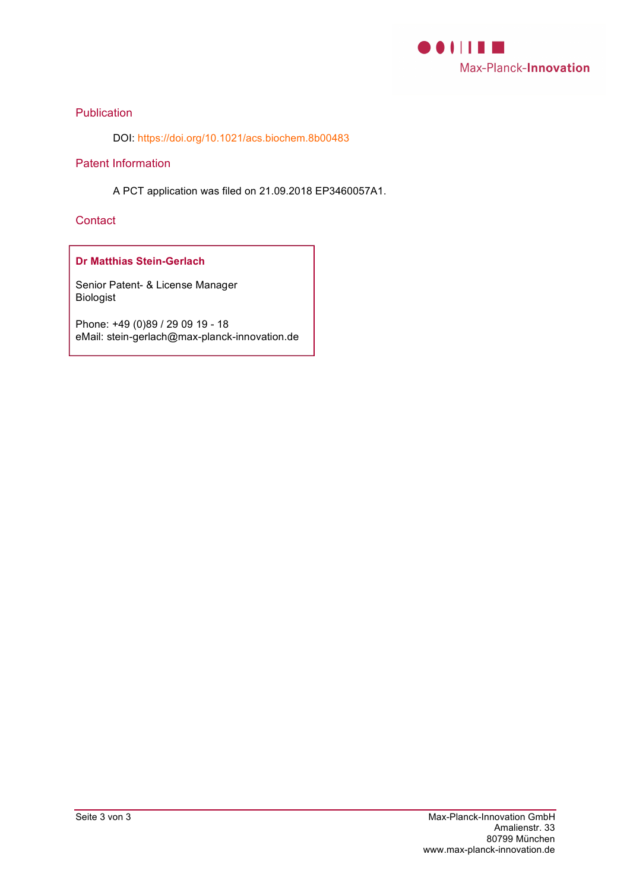## Publication

DOI: https://doi.org/10.1021/acs.biochem.8b00483

## Patent Information

A PCT application was filed on 21.09.2018 EP3460057A1.

## Contact

**Dr Matthias Stein-Gerlach**

Senior Patent- & License Manager
Biologist

Phone: +49 (0)89 / 29 09 19 - 18
eMail: stein-gerlach@max-planck-innovation.de